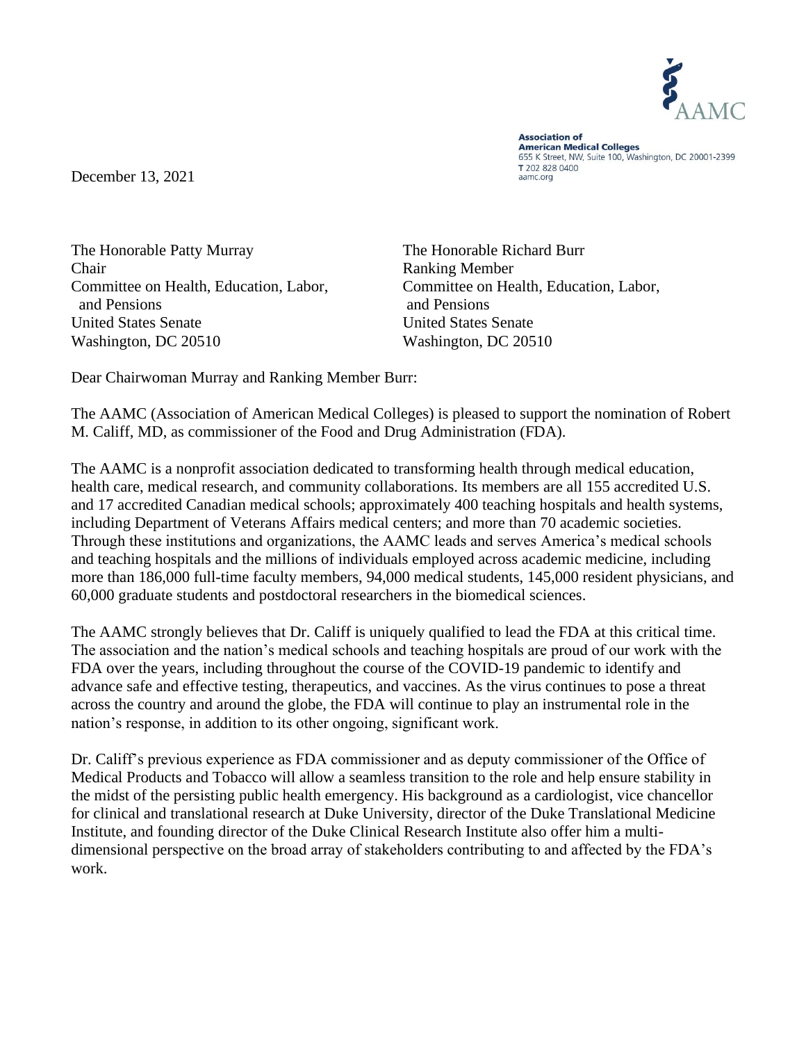AAMC

**Association of American Medical Colleges**
655 K Street, NW, Suite 100, Washington, DC 20001-2399
T 202 828 0400
aamc.org

December 13, 2021

The Honorable Patty Murray
Chair
Committee on Health, Education, Labor, and Pensions
United States Senate
Washington, DC 20510

The Honorable Richard Burr
Ranking Member
Committee on Health, Education, Labor, and Pensions
United States Senate
Washington, DC 20510

Dear Chairwoman Murray and Ranking Member Burr:

The AAMC (Association of American Medical Colleges) is pleased to support the nomination of Robert M. Califf, MD, as commissioner of the Food and Drug Administration (FDA).

The AAMC is a nonprofit association dedicated to transforming health through medical education, health care, medical research, and community collaborations. Its members are all 155 accredited U.S. and 17 accredited Canadian medical schools; approximately 400 teaching hospitals and health systems, including Department of Veterans Affairs medical centers; and more than 70 academic societies. Through these institutions and organizations, the AAMC leads and serves America's medical schools and teaching hospitals and the millions of individuals employed across academic medicine, including more than 186,000 full-time faculty members, 94,000 medical students, 145,000 resident physicians, and 60,000 graduate students and postdoctoral researchers in the biomedical sciences.

The AAMC strongly believes that Dr. Califf is uniquely qualified to lead the FDA at this critical time. The association and the nation's medical schools and teaching hospitals are proud of our work with the FDA over the years, including throughout the course of the COVID-19 pandemic to identify and advance safe and effective testing, therapeutics, and vaccines. As the virus continues to pose a threat across the country and around the globe, the FDA will continue to play an instrumental role in the nation's response, in addition to its other ongoing, significant work.

Dr. Califf's previous experience as FDA commissioner and as deputy commissioner of the Office of Medical Products and Tobacco will allow a seamless transition to the role and help ensure stability in the midst of the persisting public health emergency. His background as a cardiologist, vice chancellor for clinical and translational research at Duke University, director of the Duke Translational Medicine Institute, and founding director of the Duke Clinical Research Institute also offer him a multi-dimensional perspective on the broad array of stakeholders contributing to and affected by the FDA's work.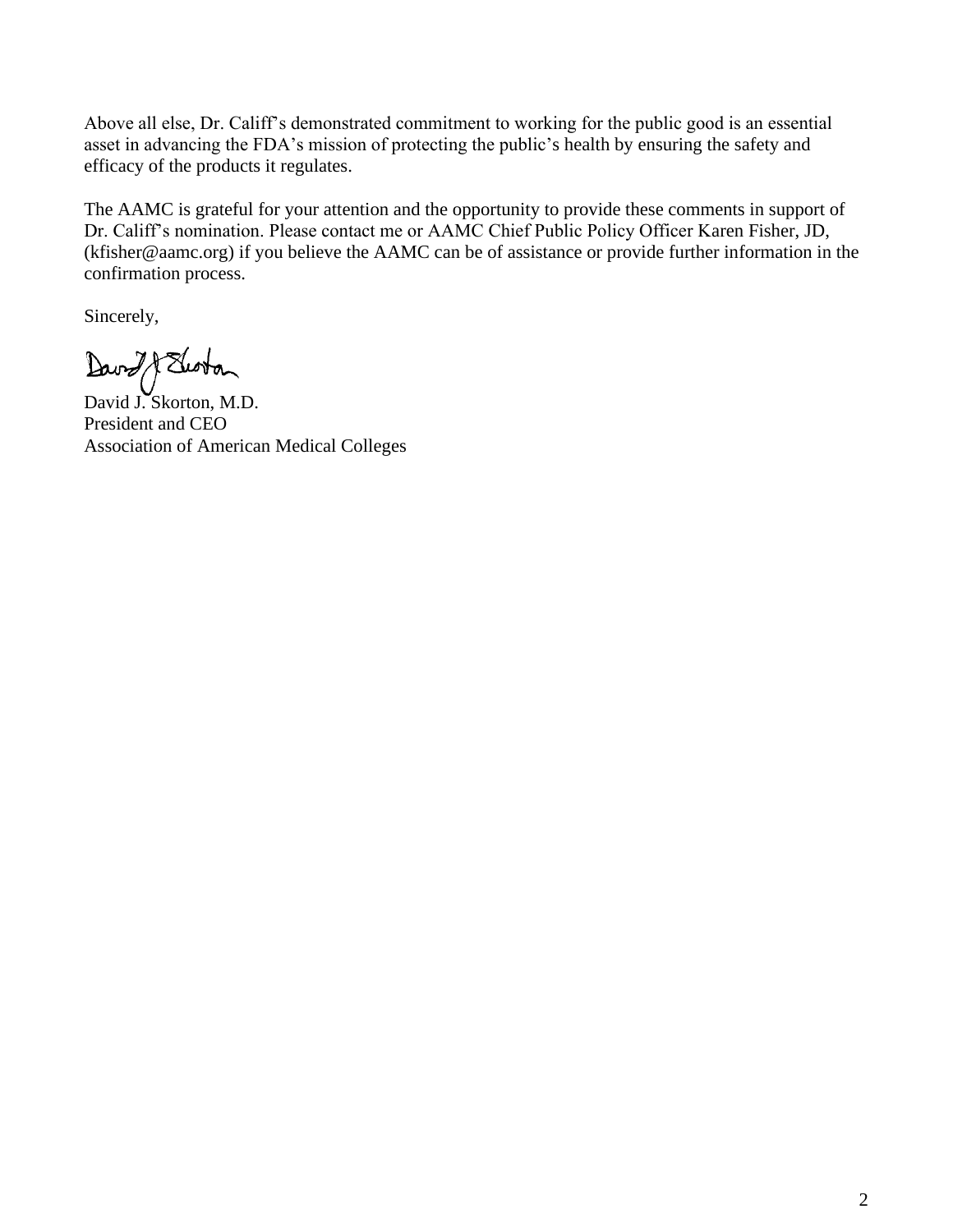Above all else, Dr. Califf's demonstrated commitment to working for the public good is an essential asset in advancing the FDA's mission of protecting the public's health by ensuring the safety and efficacy of the products it regulates.

The AAMC is grateful for your attention and the opportunity to provide these comments in support of Dr. Califf's nomination. Please contact me or AAMC Chief Public Policy Officer Karen Fisher, JD, (kfisher@aamc.org) if you believe the AAMC can be of assistance or provide further information in the confirmation process.

Sincerely,

David J. Skorton, M.D.  
President and CEO  
Association of American Medical Colleges